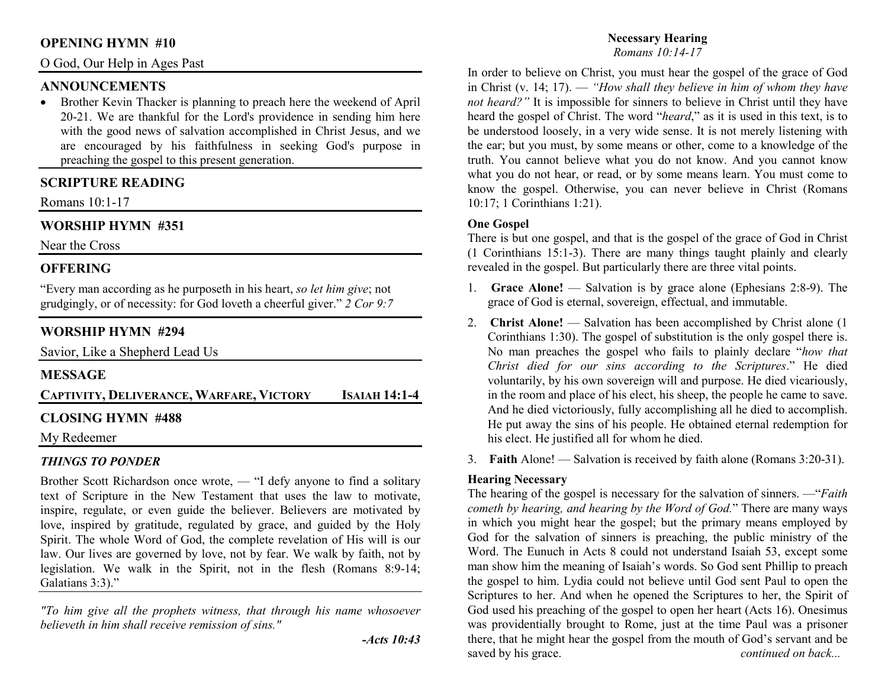## OPENING HYMN #10

O God, Our Help in Ages Past

## ANNOUNCEMENTS

- Brother Kevin Thacker is planning to preach here the weekend of April 20-21. We are thankful for the Lord's providence in sending him here with the good news of salvation accomplished in Christ Jesus, and we are encouraged by his faithfulness in seeking God's purpose in preaching the gospel to this present generation.

## SCRIPTURE READING

Romans 10:1-17

## WORSHIP HYMN #351

Near the Cross

## OFFERING

"Every man according as he purposeth in his heart, *so let him give*; not grudgingly, or of necessity: for God loveth a cheerful giver." *2 Cor 9:7*

## WORSHIP HYMN #294

Savior, Like a Shepherd Lead Us

## MESSAGE

**CAPTIVITY, DELIVERANCE, WARFARE, VICTORY — ISAIAH 14:1-4**

## CLOSING HYMN #488

My Redeemer

## *THINGS TO PONDER*

Brother Scott Richardson once wrote, — "I defy anyone to find a solitary text of Scripture in the New Testament that uses the law to motivate, inspire, regulate, or even guide the believer. Believers are motivated by love, inspired by gratitude, regulated by grace, and guided by the Holy Spirit. The whole Word of God, the complete revelation of His will is our law. Our lives are governed by love, not by fear. We walk by faith, not by legislation. We walk in the Spirit, not in the flesh (Romans 8:9-14; Galatians 3:3)."

*"To him give all the prophets witness, that through his name whosoever believeth in him shall receive remission of sins."*

***-Acts 10:43***

## Necessary Hearing

*Romans 10:14-17*

In order to believe on Christ, you must hear the gospel of the grace of God in Christ (v. 14; 17). — *"How shall they believe in him of whom they have not heard?"* It is impossible for sinners to believe in Christ until they have heard the gospel of Christ. The word "*heard*," as it is used in this text, is to be understood loosely, in a very wide sense. It is not merely listening with the ear; but you must, by some means or other, come to a knowledge of the truth. You cannot believe what you do not know. And you cannot know what you do not hear, or read, or by some means learn. You must come to know the gospel. Otherwise, you can never believe in Christ (Romans 10:17; 1 Corinthians 1:21).

### One Gospel

There is but one gospel, and that is the gospel of the grace of God in Christ (1 Corinthians 15:1-3). There are many things taught plainly and clearly revealed in the gospel. But particularly there are three vital points.

1. **Grace Alone!** — Salvation is by grace alone (Ephesians 2:8-9). The grace of God is eternal, sovereign, effectual, and immutable.
2. **Christ Alone!** — Salvation has been accomplished by Christ alone (1 Corinthians 1:30). The gospel of substitution is the only gospel there is. No man preaches the gospel who fails to plainly declare "*how that Christ died for our sins according to the Scriptures*." He died voluntarily, by his own sovereign will and purpose. He died vicariously, in the room and place of his elect, his sheep, the people he came to save. And he died victoriously, fully accomplishing all he died to accomplish. He put away the sins of his people. He obtained eternal redemption for his elect. He justified all for whom he died.
3. **Faith** Alone! — Salvation is received by faith alone (Romans 3:20-31).

### Hearing Necessary

The hearing of the gospel is necessary for the salvation of sinners. —"*Faith cometh by hearing, and hearing by the Word of God.*" There are many ways in which you might hear the gospel; but the primary means employed by God for the salvation of sinners is preaching, the public ministry of the Word. The Eunuch in Acts 8 could not understand Isaiah 53, except some man show him the meaning of Isaiah's words. So God sent Phillip to preach the gospel to him. Lydia could not believe until God sent Paul to open the Scriptures to her. And when he opened the Scriptures to her, the Spirit of God used his preaching of the gospel to open her heart (Acts 16). Onesimus was providentially brought to Rome, just at the time Paul was a prisoner there, that he might hear the gospel from the mouth of God's servant and be saved by his grace.

*continued on back...*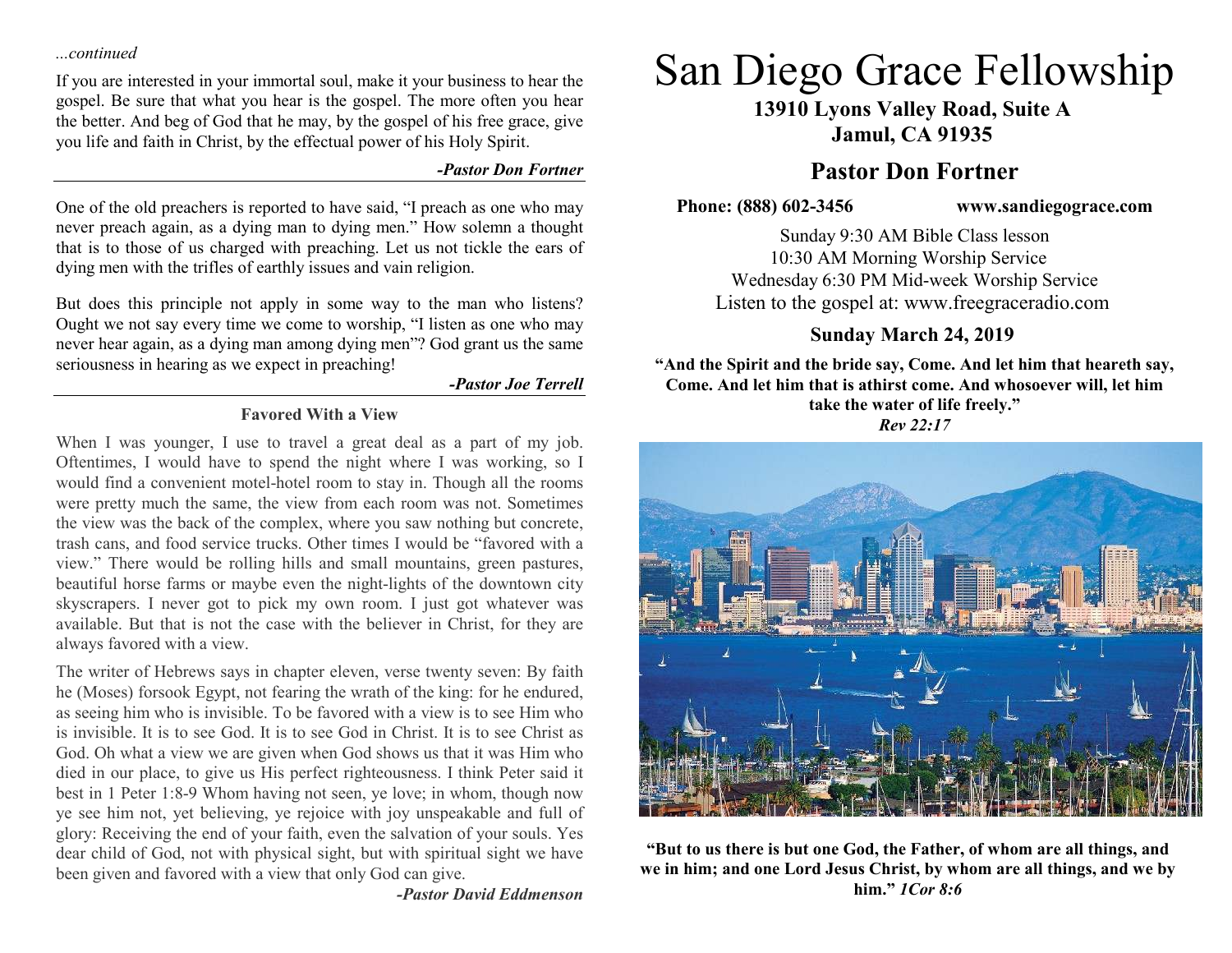*...continued*

If you are interested in your immortal soul, make it your business to hear the gospel. Be sure that what you hear is the gospel. The more often you hear the better. And beg of God that he may, by the gospel of his free grace, give you life and faith in Christ, by the effectual power of his Holy Spirit.

***-Pastor Don Fortner***

---

One of the old preachers is reported to have said, "I preach as one who may never preach again, as a dying man to dying men." How solemn a thought that is to those of us charged with preaching. Let us not tickle the ears of dying men with the trifles of earthly issues and vain religion.

But does this principle not apply in some way to the man who listens? Ought we not say every time we come to worship, "I listen as one who may never hear again, as a dying man among dying men"? God grant us the same seriousness in hearing as we expect in preaching!

***-Pastor Joe Terrell***

---

### Favored With a View

When I was younger, I use to travel a great deal as a part of my job. Oftentimes, I would have to spend the night where I was working, so I would find a convenient motel-hotel room to stay in. Though all the rooms were pretty much the same, the view from each room was not. Sometimes the view was the back of the complex, where you saw nothing but concrete, trash cans, and food service trucks. Other times I would be "favored with a view." There would be rolling hills and small mountains, green pastures, beautiful horse farms or maybe even the night-lights of the downtown city skyscrapers. I never got to pick my own room. I just got whatever was available. But that is not the case with the believer in Christ, for they are always favored with a view.

The writer of Hebrews says in chapter eleven, verse twenty seven: By faith he (Moses) forsook Egypt, not fearing the wrath of the king: for he endured, as seeing him who is invisible. To be favored with a view is to see Him who is invisible. It is to see God. It is to see God in Christ. It is to see Christ as God. Oh what a view we are given when God shows us that it was Him who died in our place, to give us His perfect righteousness. I think Peter said it best in 1 Peter 1:8-9 Whom having not seen, ye love; in whom, though now ye see him not, yet believing, ye rejoice with joy unspeakable and full of glory: Receiving the end of your faith, even the salvation of your souls. Yes dear child of God, not with physical sight, but with spiritual sight we have been given and favored with a view that only God can give.

***-Pastor David Eddmenson***

# San Diego Grace Fellowship

**13910 Lyons Valley Road, Suite A**
**Jamul, CA 91935**

## Pastor Don Fortner

**Phone: (888) 602-3456** **www.sandiegograce.com**

Sunday 9:30 AM Bible Class lesson
10:30 AM Morning Worship Service
Wednesday 6:30 PM Mid-week Worship Service
Listen to the gospel at: www.freegraceradio.com

### Sunday March 24, 2019

**"And the Spirit and the bride say, Come. And let him that heareth say, Come. And let him that is athirst come. And whosoever will, let him take the water of life freely."**
***Rev 22:17***

**"But to us there is but one God, the Father, of whom are all things, and we in him; and one Lord Jesus Christ, by whom are all things, and we by him."** ***1Cor 8:6***